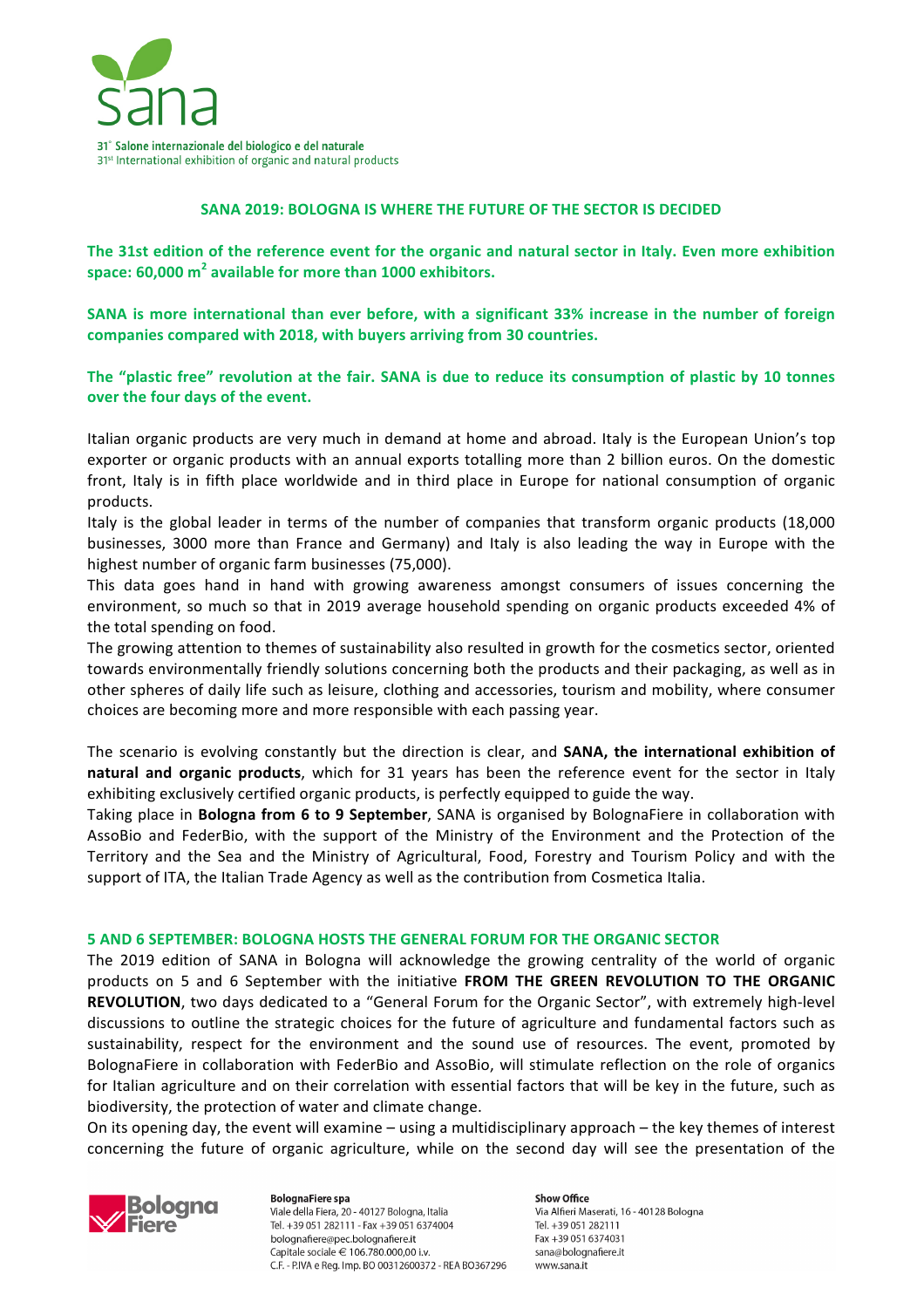31° Salone internazionale del biologico e del naturale
31st International exhibition of organic and natural products

## SANA 2019: BOLOGNA IS WHERE THE FUTURE OF THE SECTOR IS DECIDED

**The 31st edition of the reference event for the organic and natural sector in Italy. Even more exhibition space: 60,000 m$^2$ available for more than 1000 exhibitors.**

**SANA is more international than ever before, with a significant 33% increase in the number of foreign companies compared with 2018, with buyers arriving from 30 countries.**

**The "plastic free" revolution at the fair. SANA is due to reduce its consumption of plastic by 10 tonnes over the four days of the event.**

Italian organic products are very much in demand at home and abroad. Italy is the European Union's top exporter or organic products with an annual exports totalling more than 2 billion euros. On the domestic front, Italy is in fifth place worldwide and in third place in Europe for national consumption of organic products.

Italy is the global leader in terms of the number of companies that transform organic products (18,000 businesses, 3000 more than France and Germany) and Italy is also leading the way in Europe with the highest number of organic farm businesses (75,000).

This data goes hand in hand with growing awareness amongst consumers of issues concerning the environment, so much so that in 2019 average household spending on organic products exceeded 4% of the total spending on food.

The growing attention to themes of sustainability also resulted in growth for the cosmetics sector, oriented towards environmentally friendly solutions concerning both the products and their packaging, as well as in other spheres of daily life such as leisure, clothing and accessories, tourism and mobility, where consumer choices are becoming more and more responsible with each passing year.

The scenario is evolving constantly but the direction is clear, and **SANA, the international exhibition of natural and organic products**, which for 31 years has been the reference event for the sector in Italy exhibiting exclusively certified organic products, is perfectly equipped to guide the way.

Taking place in **Bologna from 6 to 9 September**, SANA is organised by BolognaFiere in collaboration with AssoBio and FederBio, with the support of the Ministry of the Environment and the Protection of the Territory and the Sea and the Ministry of Agricultural, Food, Forestry and Tourism Policy and with the support of ITA, the Italian Trade Agency as well as the contribution from Cosmetica Italia.

## 5 AND 6 SEPTEMBER: BOLOGNA HOSTS THE GENERAL FORUM FOR THE ORGANIC SECTOR

The 2019 edition of SANA in Bologna will acknowledge the growing centrality of the world of organic products on 5 and 6 September with the initiative **FROM THE GREEN REVOLUTION TO THE ORGANIC REVOLUTION**, two days dedicated to a "General Forum for the Organic Sector", with extremely high-level discussions to outline the strategic choices for the future of agriculture and fundamental factors such as sustainability, respect for the environment and the sound use of resources. The event, promoted by BolognaFiere in collaboration with FederBio and AssoBio, will stimulate reflection on the role of organics for Italian agriculture and on their correlation with essential factors that will be key in the future, such as biodiversity, the protection of water and climate change.

On its opening day, the event will examine – using a multidisciplinary approach – the key themes of interest concerning the future of organic agriculture, while on the second day will see the presentation of the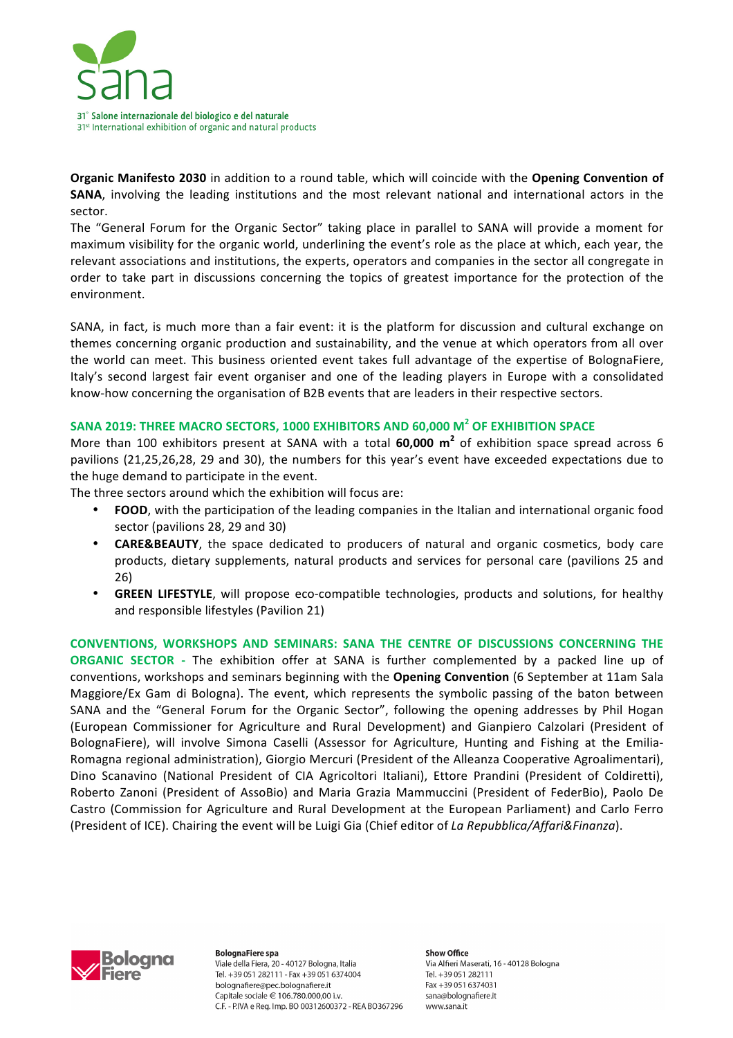**Organic Manifesto 2030** in addition to a round table, which will coincide with the **Opening Convention of SANA**, involving the leading institutions and the most relevant national and international actors in the sector.

The "General Forum for the Organic Sector" taking place in parallel to SANA will provide a moment for maximum visibility for the organic world, underlining the event's role as the place at which, each year, the relevant associations and institutions, the experts, operators and companies in the sector all congregate in order to take part in discussions concerning the topics of greatest importance for the protection of the environment.

SANA, in fact, is much more than a fair event: it is the platform for discussion and cultural exchange on themes concerning organic production and sustainability, and the venue at which operators from all over the world can meet. This business oriented event takes full advantage of the expertise of BolognaFiere, Italy's second largest fair event organiser and one of the leading players in Europe with a consolidated know-how concerning the organisation of B2B events that are leaders in their respective sectors.

## SANA 2019: THREE MACRO SECTORS, 1000 EXHIBITORS AND 60,000 M$^2$ OF EXHIBITION SPACE

More than 100 exhibitors present at SANA with a total **60,000 m$^2$** of exhibition space spread across 6 pavilions (21,25,26,28, 29 and 30), the numbers for this year's event have exceeded expectations due to the huge demand to participate in the event.

The three sectors around which the exhibition will focus are:

- **FOOD**, with the participation of the leading companies in the Italian and international organic food sector (pavilions 28, 29 and 30)
- **CARE&BEAUTY**, the space dedicated to producers of natural and organic cosmetics, body care products, dietary supplements, natural products and services for personal care (pavilions 25 and 26)
- **GREEN LIFESTYLE**, will propose eco-compatible technologies, products and solutions, for healthy and responsible lifestyles (Pavilion 21)

**CONVENTIONS, WORKSHOPS AND SEMINARS: SANA THE CENTRE OF DISCUSSIONS CONCERNING THE ORGANIC SECTOR -** The exhibition offer at SANA is further complemented by a packed line up of conventions, workshops and seminars beginning with the **Opening Convention** (6 September at 11am Sala Maggiore/Ex Gam di Bologna). The event, which represents the symbolic passing of the baton between SANA and the "General Forum for the Organic Sector", following the opening addresses by Phil Hogan (European Commissioner for Agriculture and Rural Development) and Gianpiero Calzolari (President of BolognaFiere), will involve Simona Caselli (Assessor for Agriculture, Hunting and Fishing at the Emilia-Romagna regional administration), Giorgio Mercuri (President of the Alleanza Cooperative Agroalimentari), Dino Scanavino (National President of CIA Agricoltori Italiani), Ettore Prandini (President of Coldiretti), Roberto Zanoni (President of AssoBio) and Maria Grazia Mammuccini (President of FederBio), Paolo De Castro (Commission for Agriculture and Rural Development at the European Parliament) and Carlo Ferro (President of ICE). Chairing the event will be Luigi Gia (Chief editor of *La Repubblica/Affari&Finanza*).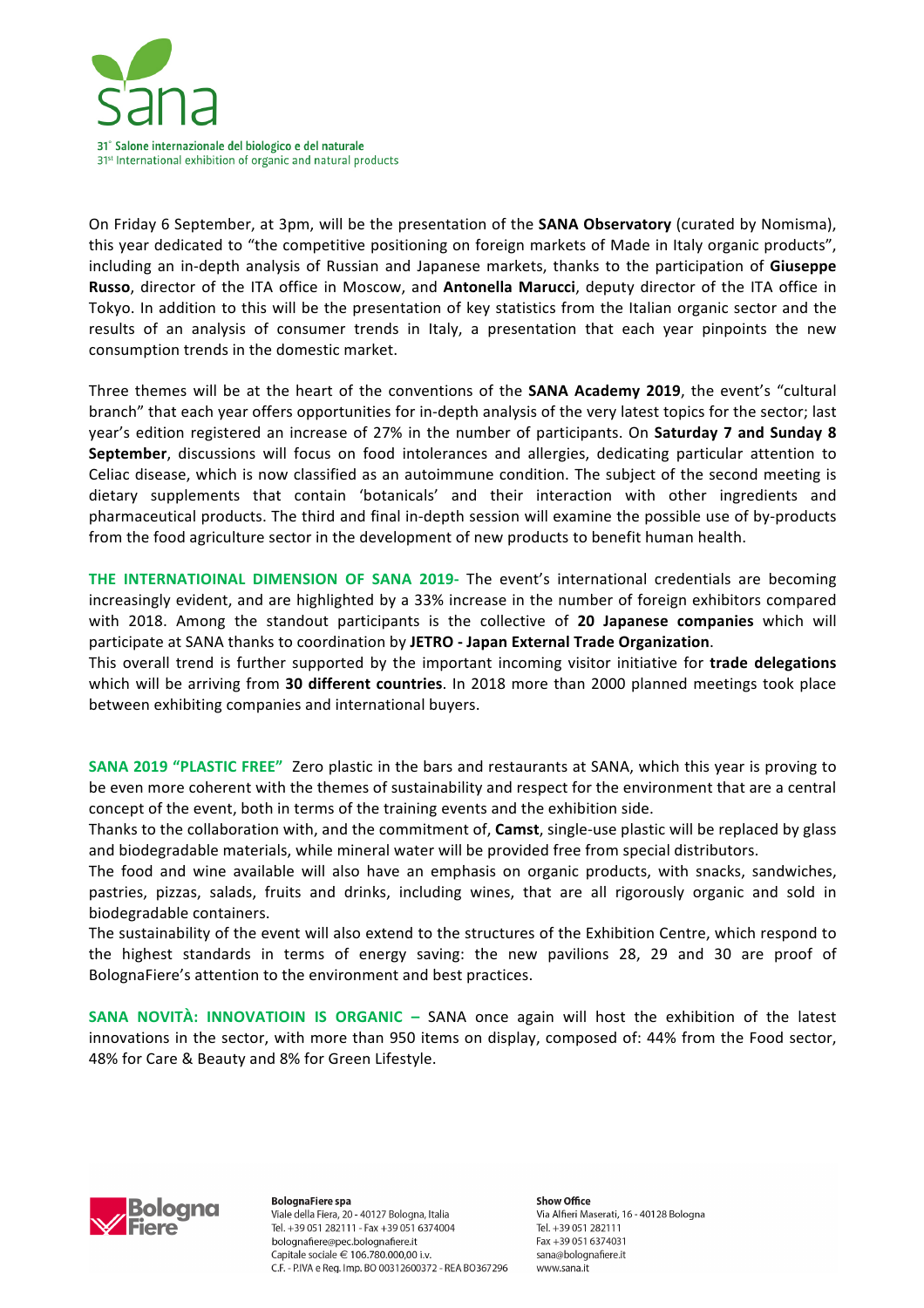On Friday 6 September, at 3pm, will be the presentation of the **SANA Observatory** (curated by Nomisma), this year dedicated to "the competitive positioning on foreign markets of Made in Italy organic products", including an in-depth analysis of Russian and Japanese markets, thanks to the participation of **Giuseppe Russo**, director of the ITA office in Moscow, and **Antonella Marucci**, deputy director of the ITA office in Tokyo. In addition to this will be the presentation of key statistics from the Italian organic sector and the results of an analysis of consumer trends in Italy, a presentation that each year pinpoints the new consumption trends in the domestic market.

Three themes will be at the heart of the conventions of the **SANA Academy 2019**, the event's "cultural branch" that each year offers opportunities for in-depth analysis of the very latest topics for the sector; last year's edition registered an increase of 27% in the number of participants. On **Saturday 7 and Sunday 8 September**, discussions will focus on food intolerances and allergies, dedicating particular attention to Celiac disease, which is now classified as an autoimmune condition. The subject of the second meeting is dietary supplements that contain 'botanicals' and their interaction with other ingredients and pharmaceutical products. The third and final in-depth session will examine the possible use of by-products from the food agriculture sector in the development of new products to benefit human health.

**THE INTERNATIOINAL DIMENSION OF SANA 2019-** The event's international credentials are becoming increasingly evident, and are highlighted by a 33% increase in the number of foreign exhibitors compared with 2018. Among the standout participants is the collective of **20 Japanese companies** which will participate at SANA thanks to coordination by **JETRO - Japan External Trade Organization**.
This overall trend is further supported by the important incoming visitor initiative for **trade delegations** which will be arriving from **30 different countries**. In 2018 more than 2000 planned meetings took place between exhibiting companies and international buyers.

**SANA 2019 "PLASTIC FREE"** Zero plastic in the bars and restaurants at SANA, which this year is proving to be even more coherent with the themes of sustainability and respect for the environment that are a central concept of the event, both in terms of the training events and the exhibition side.
Thanks to the collaboration with, and the commitment of, **Camst**, single-use plastic will be replaced by glass and biodegradable materials, while mineral water will be provided free from special distributors.
The food and wine available will also have an emphasis on organic products, with snacks, sandwiches, pastries, pizzas, salads, fruits and drinks, including wines, that are all rigorously organic and sold in biodegradable containers.
The sustainability of the event will also extend to the structures of the Exhibition Centre, which respond to the highest standards in terms of energy saving: the new pavilions 28, 29 and 30 are proof of BolognaFiere's attention to the environment and best practices.

**SANA NOVITÀ: INNOVATIOIN IS ORGANIC –** SANA once again will host the exhibition of the latest innovations in the sector, with more than 950 items on display, composed of: 44% from the Food sector, 48% for Care & Beauty and 8% for Green Lifestyle.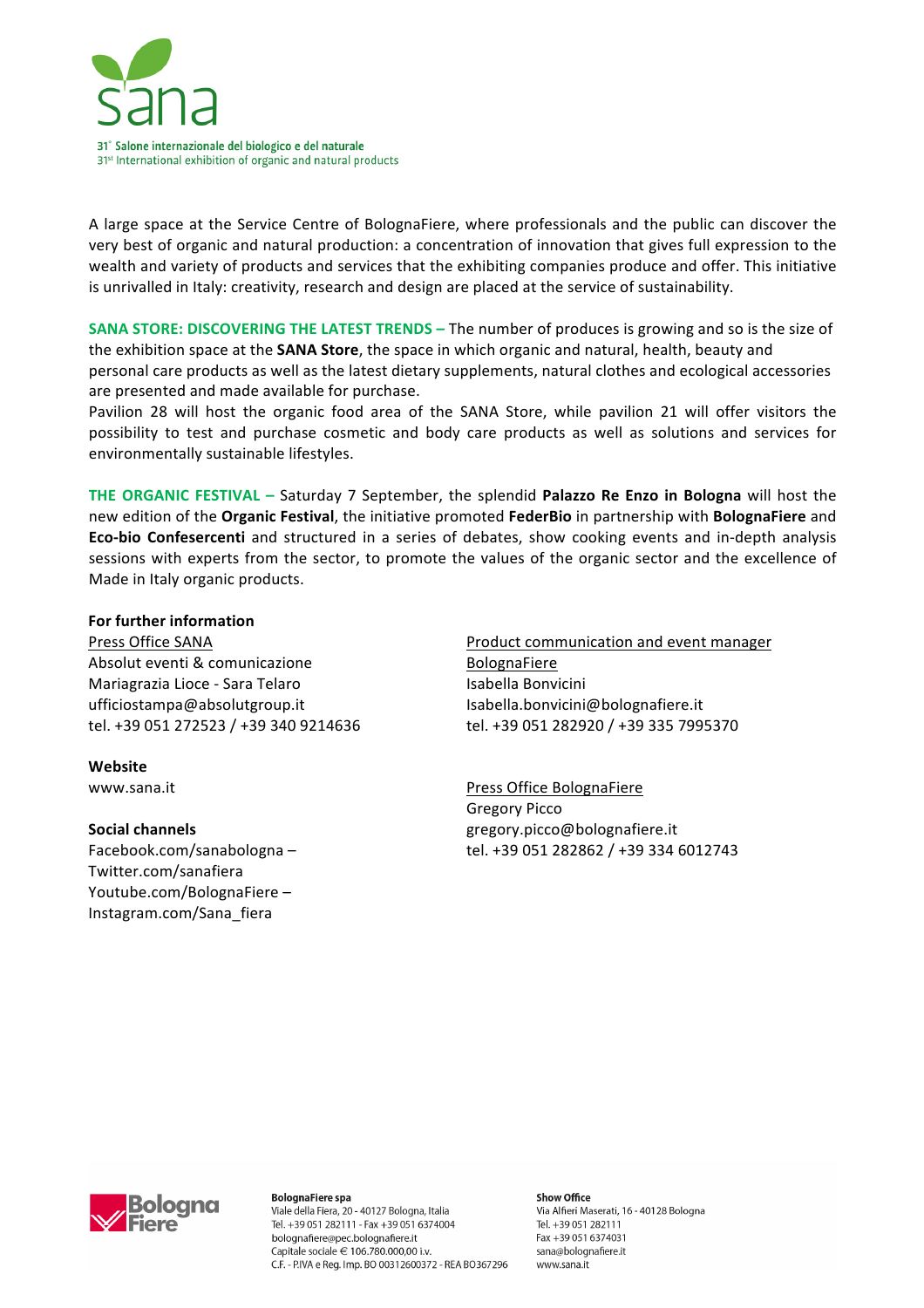A large space at the Service Centre of BolognaFiere, where professionals and the public can discover the very best of organic and natural production: a concentration of innovation that gives full expression to the wealth and variety of products and services that the exhibiting companies produce and offer. This initiative is unrivalled in Italy: creativity, research and design are placed at the service of sustainability.

**SANA STORE: DISCOVERING THE LATEST TRENDS –** The number of produces is growing and so is the size of the exhibition space at the **SANA Store**, the space in which organic and natural, health, beauty and personal care products as well as the latest dietary supplements, natural clothes and ecological accessories are presented and made available for purchase.
Pavilion 28 will host the organic food area of the SANA Store, while pavilion 21 will offer visitors the possibility to test and purchase cosmetic and body care products as well as solutions and services for environmentally sustainable lifestyles.

**THE ORGANIC FESTIVAL –** Saturday 7 September, the splendid **Palazzo Re Enzo in Bologna** will host the new edition of the **Organic Festival**, the initiative promoted **FederBio** in partnership with **BolognaFiere** and **Eco-bio Confesercenti** and structured in a series of debates, show cooking events and in-depth analysis sessions with experts from the sector, to promote the values of the organic sector and the excellence of Made in Italy organic products.

**For further information**

Press Office SANA
Absolut eventi & comunicazione
Mariagrazia Lioce - Sara Telaro
ufficiostampa@absolutgroup.it
tel. +39 051 272523 / +39 340 9214636

Product communication and event manager
BolognaFiere
Isabella Bonvicini
Isabella.bonvicini@bolognafiere.it
tel. +39 051 282920 / +39 335 7995370

**Website**
www.sana.it

Press Office BolognaFiere
Gregory Picco
gregory.picco@bolognafiere.it
tel. +39 051 282862 / +39 334 6012743

**Social channels**
Facebook.com/sanabologna –
Twitter.com/sanafiera
Youtube.com/BolognaFiere –
Instagram.com/Sana_fiera